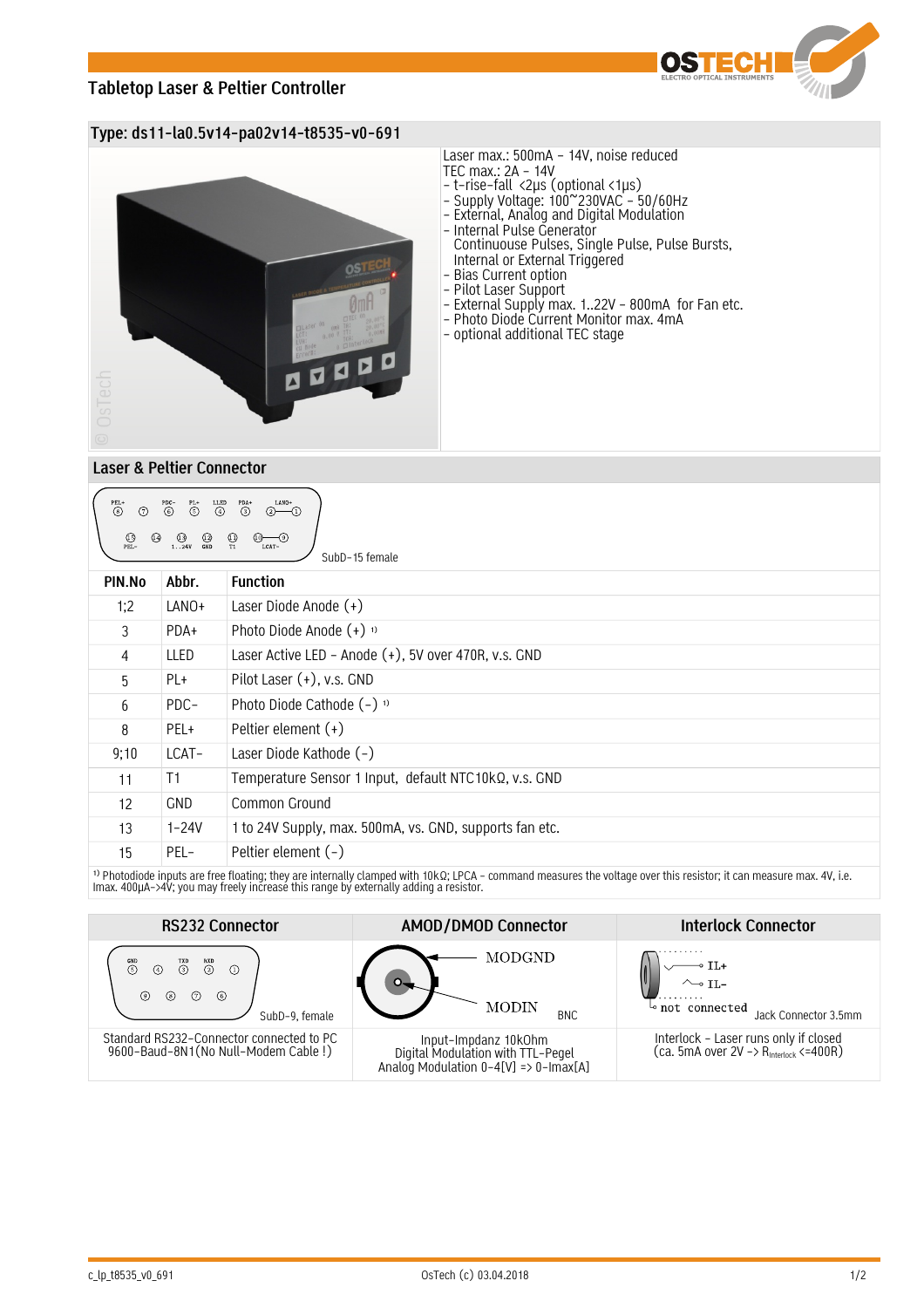# Tabletop Laser & Peltier Controller

## Type: ds11-la0.5v14-pa02v14-t8535-v0-691

Laser max.: 500mA – 14V, noise reduced
TEC max.: 2A – 14V
- t-rise-fall <2µs (optional <1µs)
- Supply Voltage: 100~230VAC – 50/60Hz
- External, Analog and Digital Modulation
- Internal Pulse Generator
  Continuouse Pulses, Single Pulse, Pulse Bursts,
  Internal or External Triggered
- Bias Current option
- Pilot Laser Support
- External Supply max. 1..22V – 800mA for Fan etc.
- Photo Diode Current Monitor max. 4mA
- optional additional TEC stage

## Laser & Peltier Connector

PEL+ 8, PDC- 6, PL+ 5, LLED 4, PDA+ 3, LANO+ 2–1
PEL- 15, 14, 1...24V 13, GND 12, T1 11, LCAT- 10–9

SubD-15 female

| PIN.No | Abbr. | Function |
|---|---|---|
| 1;2 | LANO+ | Laser Diode Anode (+) |
| 3 | PDA+ | Photo Diode Anode (+) [1] |
| 4 | LLED | Laser Active LED – Anode (+), 5V over 470R, v.s. GND |
| 5 | PL+ | Pilot Laser (+), v.s. GND |
| 6 | PDC- | Photo Diode Cathode (-) [1] |
| 8 | PEL+ | Peltier element (+) |
| 9;10 | LCAT- | Laser Diode Kathode (-) |
| 11 | T1 | Temperature Sensor 1 Input, default NTC10kΩ, v.s. GND |
| 12 | GND | Common Ground |
| 13 | 1-24V | 1 to 24V Supply, max. 500mA, vs. GND, supports fan etc. |
| 15 | PEL- | Peltier element (-) |

[1] Photodiode inputs are free floating; they are internally clamped with 10kΩ; LPCA - command measures the voltage over this resistor; it can measure max. 4V, i.e. Imax. 400µA->4V; you may freely increase this range by externally adding a resistor.

| RS232 Connector | AMOD/DMOD Connector | Interlock Connector |
|---|---|---|
| GND 5, 4, TXD 3, RXD 2, 1 / 9, 8, 7, 6 — SubD-9, female | MODGND, MODIN — BNC | IL+, IL-, not connected — Jack Connector 3.5mm |
| Standard RS232-Connector connected to PC 9600-Baud-8N1(No Null-Modem Cable !) | Input-Impdanz 10kOhm Digital Modulation with TTL-Pegel Analog Modulation 0-4[V] => 0-Imax[A] | Interlock - Laser runs only if closed (ca. 5mA over 2V -> $R_{Interlock}$ <=400R) |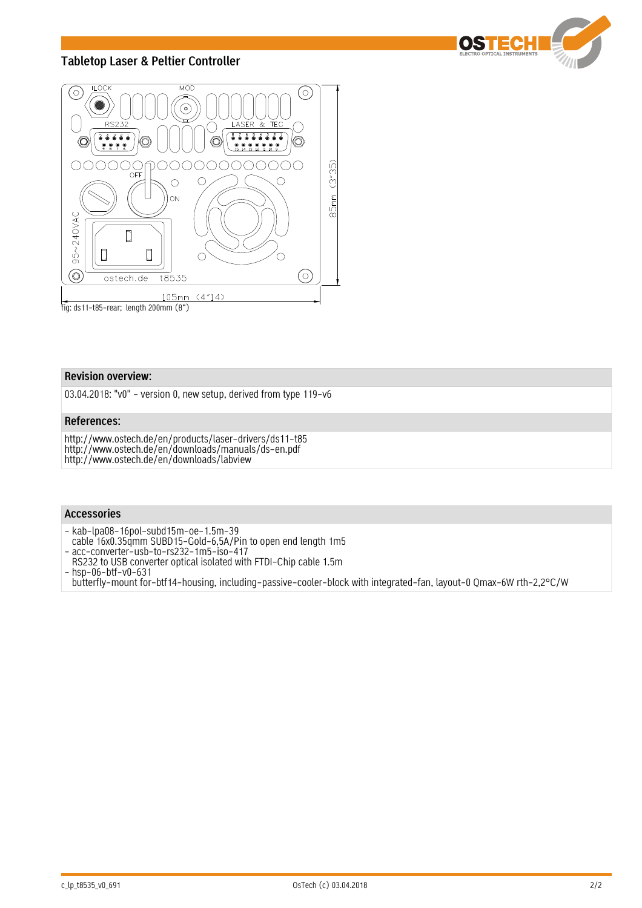## Tabletop Laser & Peltier Controller

ILOCK

MOD

RS232

LASER & TEC

OFF

ON

95~240VAC

ostech.de t8535

85mm (3"35)

105mm (4"14)

fig: ds11-t85-rear; length 200mm (8")

### Revision overview:

03.04.2018: "v0" - version 0, new setup, derived from type 119-v6

### References:

http://www.ostech.de/en/products/laser-drivers/ds11-t85
http://www.ostech.de/en/downloads/manuals/ds-en.pdf
http://www.ostech.de/en/downloads/labview

### Accessories

- kab-lpa08-16pol-subd15m-oe-1.5m-39
  cable 16x0.35qmm SUBD15-Gold-6,5A/Pin to open end length 1m5
- acc-converter-usb-to-rs232-1m5-iso-417
  RS232 to USB converter optical isolated with FTDI-Chip cable 1.5m
- hsp-06-btf-v0-631
  butterfly-mount for-btf14-housing, including-passive-cooler-block with integrated-fan, layout-0 Qmax-6W rth-2,2°C/W